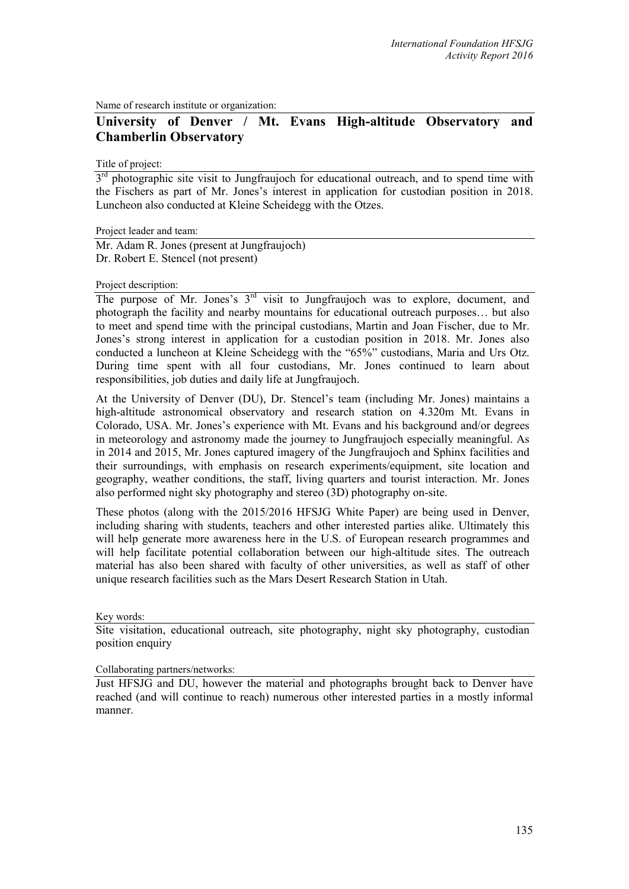Name of research institute or organization:

## University of Denver / Mt. Evans High-altitude Observatory and Chamberlin Observatory

Title of project:

3rd photographic site visit to Jungfraujoch for educational outreach, and to spend time with the Fischers as part of Mr. Jones's interest in application for custodian position in 2018. Luncheon also conducted at Kleine Scheidegg with the Otzes.

Project leader and team:

Mr. Adam R. Jones (present at Jungfraujoch)
Dr. Robert E. Stencel (not present)

Project description:

The purpose of Mr. Jones's 3rd visit to Jungfraujoch was to explore, document, and photograph the facility and nearby mountains for educational outreach purposes… but also to meet and spend time with the principal custodians, Martin and Joan Fischer, due to Mr. Jones's strong interest in application for a custodian position in 2018. Mr. Jones also conducted a luncheon at Kleine Scheidegg with the "65%" custodians, Maria and Urs Otz. During time spent with all four custodians, Mr. Jones continued to learn about responsibilities, job duties and daily life at Jungfraujoch.

At the University of Denver (DU), Dr. Stencel's team (including Mr. Jones) maintains a high-altitude astronomical observatory and research station on 4.320m Mt. Evans in Colorado, USA. Mr. Jones's experience with Mt. Evans and his background and/or degrees in meteorology and astronomy made the journey to Jungfraujoch especially meaningful. As in 2014 and 2015, Mr. Jones captured imagery of the Jungfraujoch and Sphinx facilities and their surroundings, with emphasis on research experiments/equipment, site location and geography, weather conditions, the staff, living quarters and tourist interaction. Mr. Jones also performed night sky photography and stereo (3D) photography on-site.

These photos (along with the 2015/2016 HFSJG White Paper) are being used in Denver, including sharing with students, teachers and other interested parties alike. Ultimately this will help generate more awareness here in the U.S. of European research programmes and will help facilitate potential collaboration between our high-altitude sites. The outreach material has also been shared with faculty of other universities, as well as staff of other unique research facilities such as the Mars Desert Research Station in Utah.

Key words:

Site visitation, educational outreach, site photography, night sky photography, custodian position enquiry

Collaborating partners/networks:

Just HFSJG and DU, however the material and photographs brought back to Denver have reached (and will continue to reach) numerous other interested parties in a mostly informal manner.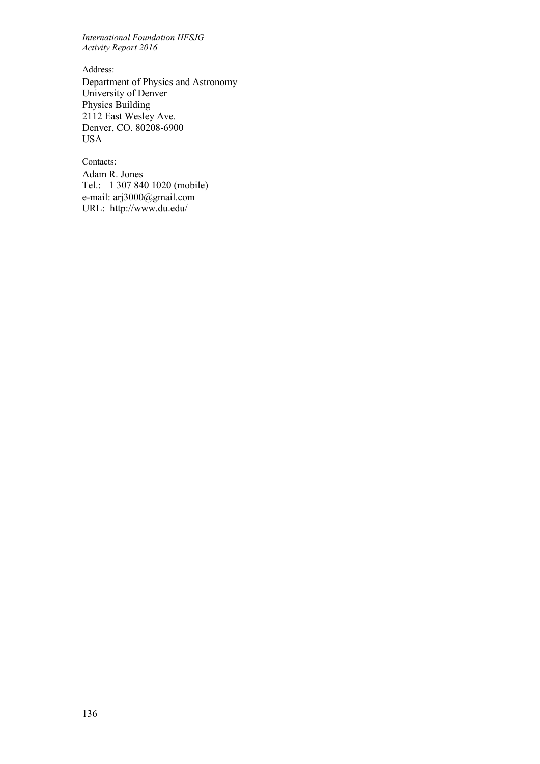Address:

Department of Physics and Astronomy
University of Denver
Physics Building
2112 East Wesley Ave.
Denver, CO. 80208-6900
USA

Contacts:

Adam R. Jones
Tel.: +1 307 840 1020 (mobile)
e-mail: arj3000@gmail.com
URL: http://www.du.edu/